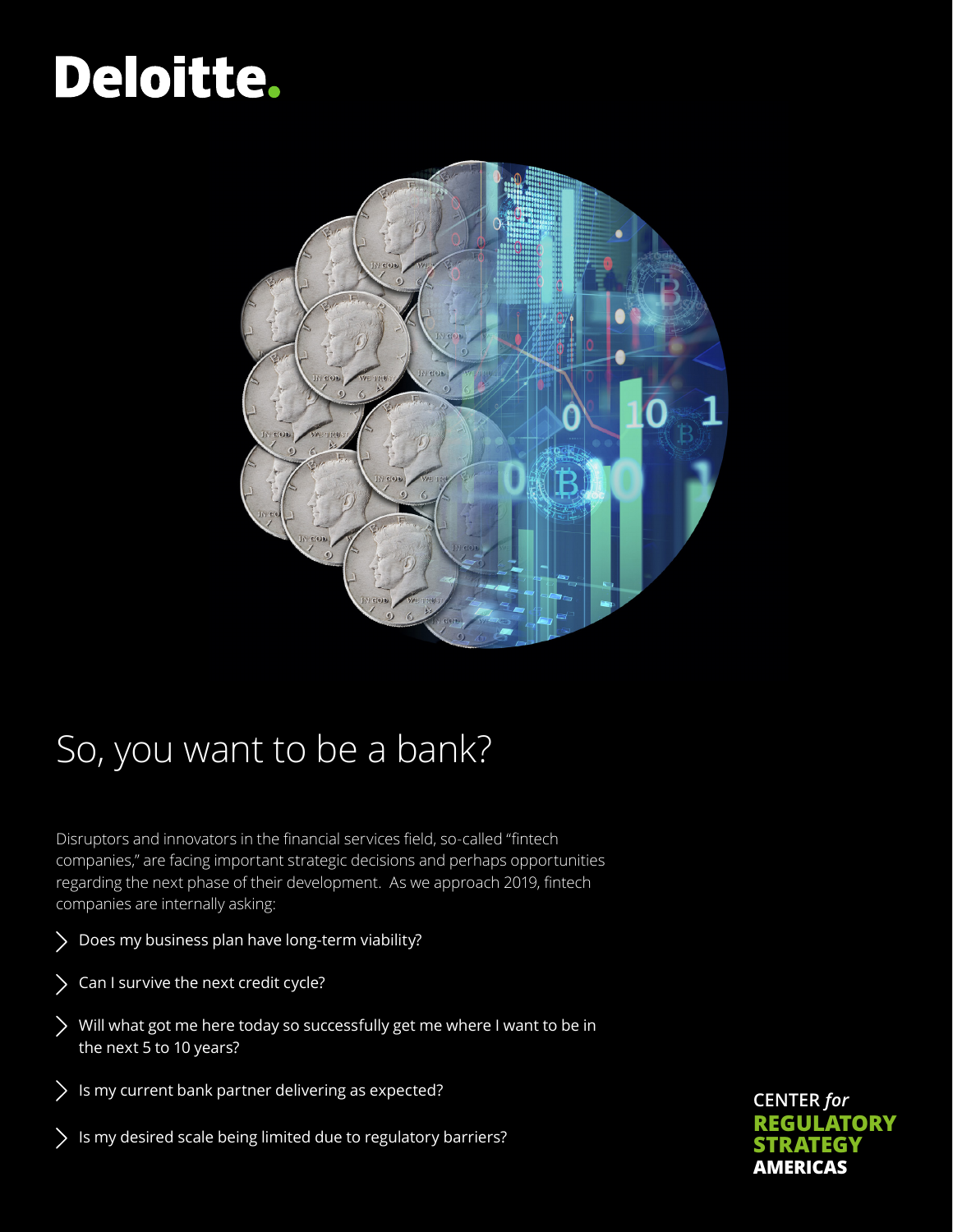Deloitte.

# So, you want to be a bank?

Disruptors and innovators in the financial services field, so-called "fintech companies," are facing important strategic decisions and perhaps opportunities regarding the next phase of their development. As we approach 2019, fintech companies are internally asking:

- Does my business plan have long-term viability?
- Can I survive the next credit cycle?
- Will what got me here today so successfully get me where I want to be in the next 5 to 10 years?
- Is my current bank partner delivering as expected?
- Is my desired scale being limited due to regulatory barriers?

CENTER *for* **REGULATORY STRATEGY** **AMERICAS**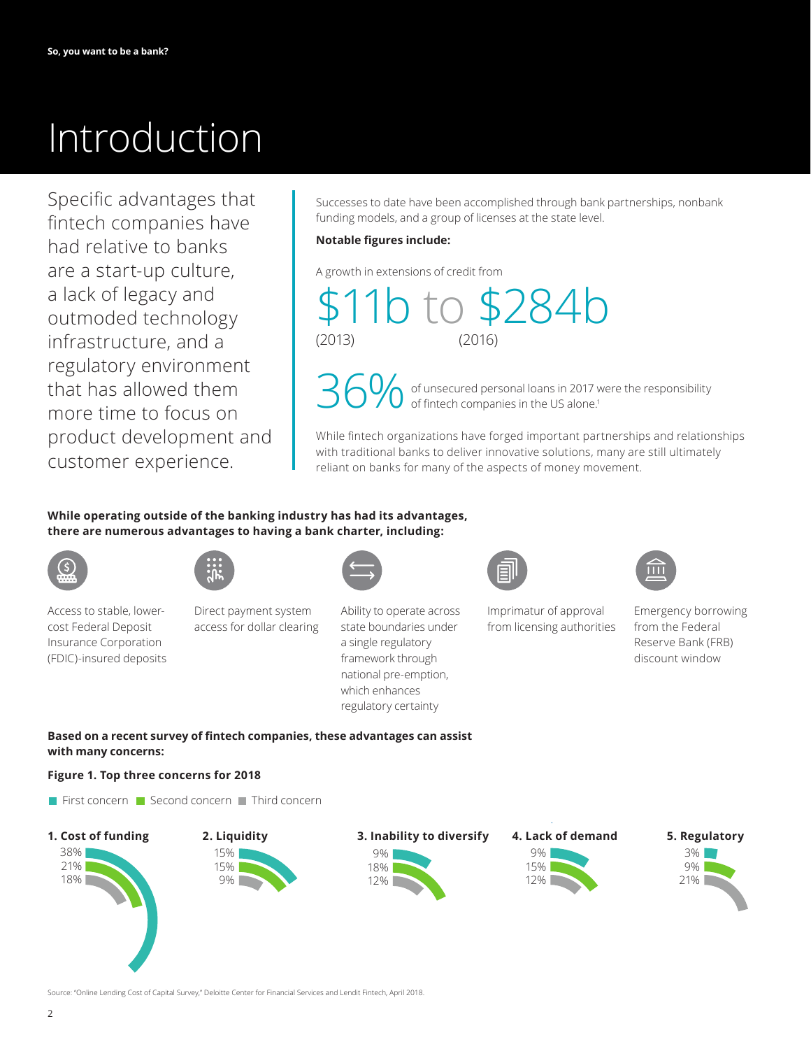# Introduction

Specific advantages that fintech companies have had relative to banks are a start-up culture, a lack of legacy and outmoded technology infrastructure, and a regulatory environment that has allowed them more time to focus on product development and customer experience.

Successes to date have been accomplished through bank partnerships, nonbank funding models, and a group of licenses at the state level.

**Notable figures include:**

A growth in extensions of credit from

$11b (2013) to $284b (2016)

36% of unsecured personal loans in 2017 were the responsibility of fintech companies in the US alone.[1]

While fintech organizations have forged important partnerships and relationships with traditional banks to deliver innovative solutions, many are still ultimately reliant on banks for many of the aspects of money movement.

**While operating outside of the banking industry has had its advantages, there are numerous advantages to having a bank charter, including:**

- Access to stable, lower-cost Federal Deposit Insurance Corporation (FDIC)-insured deposits
- Direct payment system access for dollar clearing
- Ability to operate across state boundaries under a single regulatory framework through national pre-emption, which enhances regulatory certainty
- Imprimatur of approval from licensing authorities
- Emergency borrowing from the Federal Reserve Bank (FRB) discount window

**Based on a recent survey of fintech companies, these advantages can assist with many concerns:**

**Figure 1. Top three concerns for 2018**

| Concern | First concern | Second concern | Third concern |
|---|---|---|---|
| 1. Cost of funding | 38% | 21% | 18% |
| 2. Liquidity | 15% | 15% | 9% |
| 3. Inability to diversify | 9% | 18% | 12% |
| 4. Lack of demand | 9% | 15% | 12% |
| 5. Regulatory | 3% | 9% | 21% |

Source: "Online Lending Cost of Capital Survey," Deloitte Center for Financial Services and Lendit Fintech, April 2018.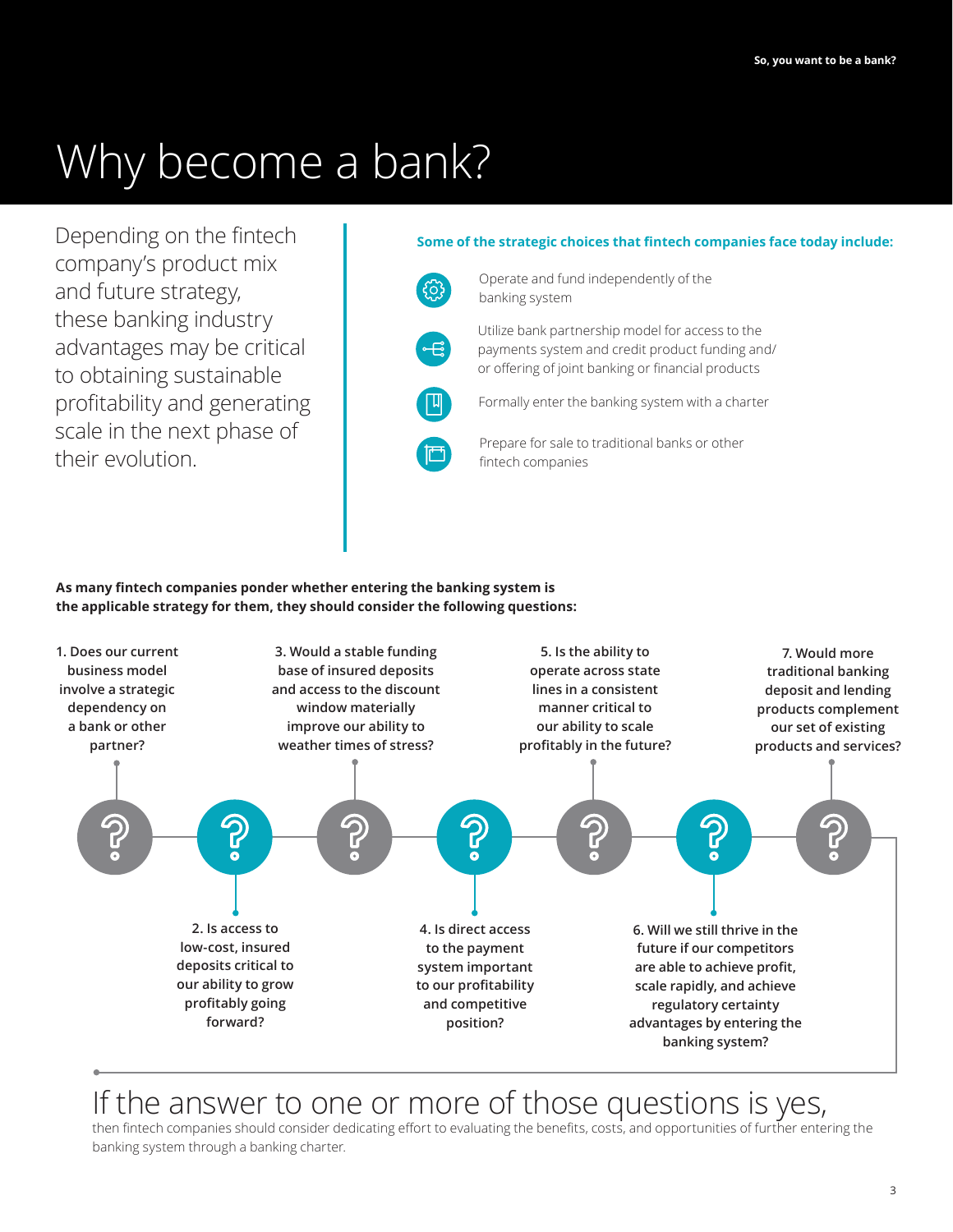# Why become a bank?

Depending on the fintech company's product mix and future strategy, these banking industry advantages may be critical to obtaining sustainable profitability and generating scale in the next phase of their evolution.

**Some of the strategic choices that fintech companies face today include:**

- Operate and fund independently of the banking system
- Utilize bank partnership model for access to the payments system and credit product funding and/or offering of joint banking or financial products
- Formally enter the banking system with a charter
- Prepare for sale to traditional banks or other fintech companies

**As many fintech companies ponder whether entering the banking system is the applicable strategy for them, they should consider the following questions:**

1. **Does our current business model involve a strategic dependency on a bank or other partner?**
2. **Is access to low-cost, insured deposits critical to our ability to grow profitably going forward?**
3. **Would a stable funding base of insured deposits and access to the discount window materially improve our ability to weather times of stress?**
4. **Is direct access to the payment system important to our profitability and competitive position?**
5. **Is the ability to operate across state lines in a consistent manner critical to our ability to scale profitably in the future?**
6. **Will we still thrive in the future if our competitors are able to achieve profit, scale rapidly, and achieve regulatory certainty advantages by entering the banking system?**
7. **Would more traditional banking deposit and lending products complement our set of existing products and services?**

## If the answer to one or more of those questions is yes,

then fintech companies should consider dedicating effort to evaluating the benefits, costs, and opportunities of further entering the banking system through a banking charter.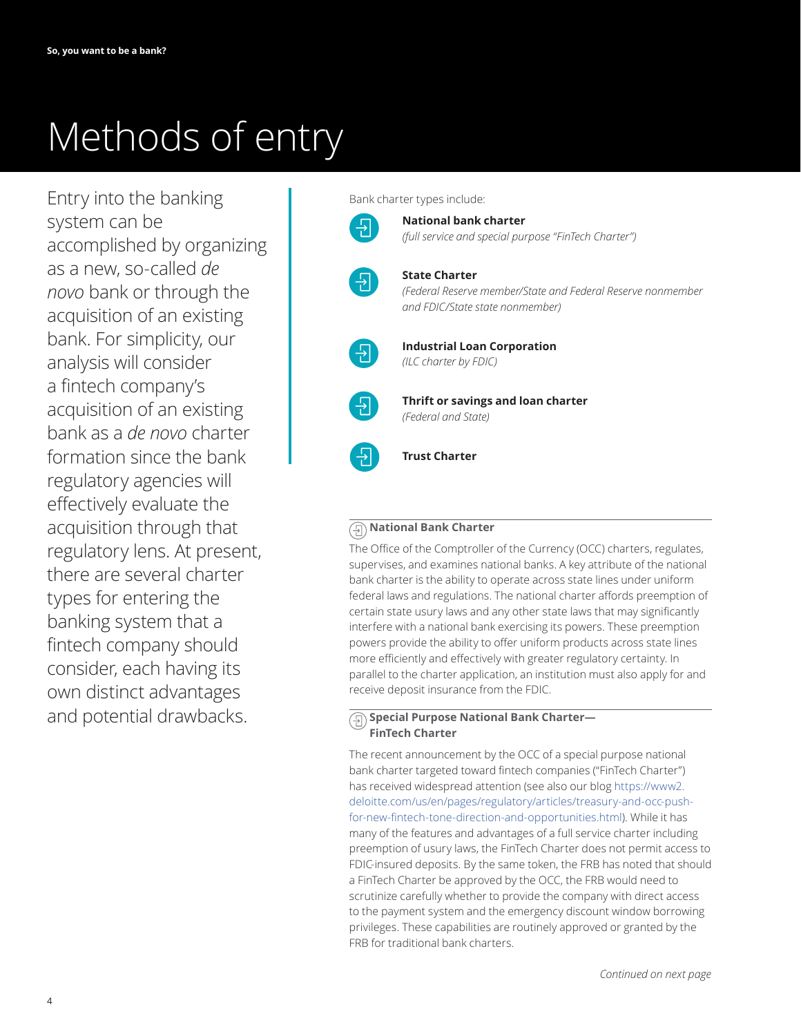# Methods of entry

Entry into the banking system can be accomplished by organizing as a new, so-called *de novo* bank or through the acquisition of an existing bank. For simplicity, our analysis will consider a fintech company's acquisition of an existing bank as a *de novo* charter formation since the bank regulatory agencies will effectively evaluate the acquisition through that regulatory lens. At present, there are several charter types for entering the banking system that a fintech company should consider, each having its own distinct advantages and potential drawbacks.

Bank charter types include:

- **National bank charter**
  *(full service and special purpose "FinTech Charter")*
- **State Charter**
  *(Federal Reserve member/State and Federal Reserve nonmember and FDIC/State state nonmember)*
- **Industrial Loan Corporation**
  *(ILC charter by FDIC)*
- **Thrift or savings and loan charter**
  *(Federal and State)*
- **Trust Charter**

### National Bank Charter

The Office of the Comptroller of the Currency (OCC) charters, regulates, supervises, and examines national banks. A key attribute of the national bank charter is the ability to operate across state lines under uniform federal laws and regulations. The national charter affords preemption of certain state usury laws and any other state laws that may significantly interfere with a national bank exercising its powers. These preemption powers provide the ability to offer uniform products across state lines more efficiently and effectively with greater regulatory certainty. In parallel to the charter application, an institution must also apply for and receive deposit insurance from the FDIC.

### Special Purpose National Bank Charter—FinTech Charter

The recent announcement by the OCC of a special purpose national bank charter targeted toward fintech companies ("FinTech Charter") has received widespread attention (see also our blog https://www2.deloitte.com/us/en/pages/regulatory/articles/treasury-and-occ-push-for-new-fintech-tone-direction-and-opportunities.html). While it has many of the features and advantages of a full service charter including preemption of usury laws, the FinTech Charter does not permit access to FDIC-insured deposits. By the same token, the FRB has noted that should a FinTech Charter be approved by the OCC, the FRB would need to scrutinize carefully whether to provide the company with direct access to the payment system and the emergency discount window borrowing privileges. These capabilities are routinely approved or granted by the FRB for traditional bank charters.

*Continued on next page*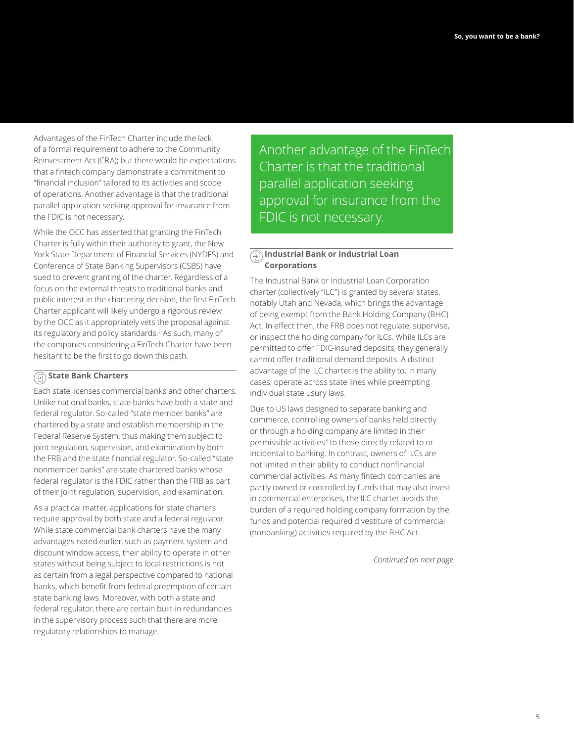Advantages of the FinTech Charter include the lack of a formal requirement to adhere to the Community Reinvestment Act (CRA); but there would be expectations that a fintech company demonstrate a commitment to "financial inclusion" tailored to its activities and scope of operations. Another advantage is that the traditional parallel application seeking approval for insurance from the FDIC is not necessary.

While the OCC has asserted that granting the FinTech Charter is fully within their authority to grant, the New York State Department of Financial Services (NYDFS) and Conference of State Banking Supervisors (CSBS) have sued to prevent granting of the charter. Regardless of a focus on the external threats to traditional banks and public interest in the chartering decision, the first FinTech Charter applicant will likely undergo a rigorous review by the OCC as it appropriately vets the proposal against its regulatory and policy standards.[2] As such, many of the companies considering a FinTech Charter have been hesitant to be the first to go down this path.

### State Bank Charters

Each state licenses commercial banks and other charters. Unlike national banks, state banks have both a state and federal regulator. So-called "state member banks" are chartered by a state and establish membership in the Federal Reserve System, thus making them subject to joint regulation, supervision, and examination by both the FRB and the state financial regulator. So-called "state nonmember banks" are state chartered banks whose federal regulator is the FDIC rather than the FRB as part of their joint regulation, supervision, and examination.

As a practical matter, applications for state charters require approval by both state and a federal regulator. While state commercial bank charters have the many advantages noted earlier, such as payment system and discount window access, their ability to operate in other states without being subject to local restrictions is not as certain from a legal perspective compared to national banks, which benefit from federal preemption of certain state banking laws. Moreover, with both a state and federal regulator, there are certain built-in redundancies in the supervisory process such that there are more regulatory relationships to manage.

> Another advantage of the FinTech Charter is that the traditional parallel application seeking approval for insurance from the FDIC is not necessary.

### Industrial Bank or Industrial Loan Corporations

The Industrial Bank or Industrial Loan Corporation charter (collectively "ILC") is granted by several states, notably Utah and Nevada, which brings the advantage of being exempt from the Bank Holding Company (BHC) Act. In effect then, the FRB does not regulate, supervise, or inspect the holding company for ILCs. While ILCs are permitted to offer FDIC-insured deposits, they generally cannot offer traditional demand deposits. A distinct advantage of the ILC charter is the ability to, in many cases, operate across state lines while preempting individual state usury laws.

Due to US laws designed to separate banking and commerce, controlling owners of banks held directly or through a holding company are limited in their permissible activities[3] to those directly related to or incidental to banking. In contrast, owners of ILCs are not limited in their ability to conduct nonfinancial commercial activities. As many fintech companies are partly owned or controlled by funds that may also invest in commercial enterprises, the ILC charter avoids the burden of a required holding company formation by the funds and potential required divestiture of commercial (nonbanking) activities required by the BHC Act.

*Continued on next page*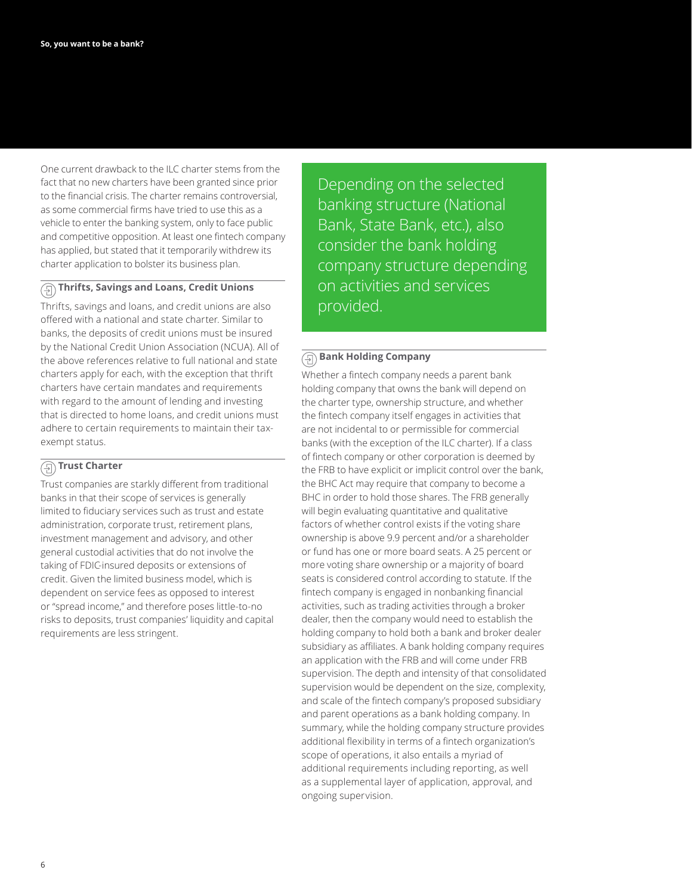One current drawback to the ILC charter stems from the fact that no new charters have been granted since prior to the financial crisis. The charter remains controversial, as some commercial firms have tried to use this as a vehicle to enter the banking system, only to face public and competitive opposition. At least one fintech company has applied, but stated that it temporarily withdrew its charter application to bolster its business plan.

### Thrifts, Savings and Loans, Credit Unions

Thrifts, savings and loans, and credit unions are also offered with a national and state charter. Similar to banks, the deposits of credit unions must be insured by the National Credit Union Association (NCUA). All of the above references relative to full national and state charters apply for each, with the exception that thrift charters have certain mandates and requirements with regard to the amount of lending and investing that is directed to home loans, and credit unions must adhere to certain requirements to maintain their tax-exempt status.

### Trust Charter

Trust companies are starkly different from traditional banks in that their scope of services is generally limited to fiduciary services such as trust and estate administration, corporate trust, retirement plans, investment management and advisory, and other general custodial activities that do not involve the taking of FDIC-insured deposits or extensions of credit. Given the limited business model, which is dependent on service fees as opposed to interest or "spread income," and therefore poses little-to-no risks to deposits, trust companies' liquidity and capital requirements are less stringent.

> Depending on the selected banking structure (National Bank, State Bank, etc.), also consider the bank holding company structure depending on activities and services provided.

### Bank Holding Company

Whether a fintech company needs a parent bank holding company that owns the bank will depend on the charter type, ownership structure, and whether the fintech company itself engages in activities that are not incidental to or permissible for commercial banks (with the exception of the ILC charter). If a class of fintech company or other corporation is deemed by the FRB to have explicit or implicit control over the bank, the BHC Act may require that company to become a BHC in order to hold those shares. The FRB generally will begin evaluating quantitative and qualitative factors of whether control exists if the voting share ownership is above 9.9 percent and/or a shareholder or fund has one or more board seats. A 25 percent or more voting share ownership or a majority of board seats is considered control according to statute. If the fintech company is engaged in nonbanking financial activities, such as trading activities through a broker dealer, then the company would need to establish the holding company to hold both a bank and broker dealer subsidiary as affiliates. A bank holding company requires an application with the FRB and will come under FRB supervision. The depth and intensity of that consolidated supervision would be dependent on the size, complexity, and scale of the fintech company's proposed subsidiary and parent operations as a bank holding company. In summary, while the holding company structure provides additional flexibility in terms of a fintech organization's scope of operations, it also entails a myriad of additional requirements including reporting, as well as a supplemental layer of application, approval, and ongoing supervision.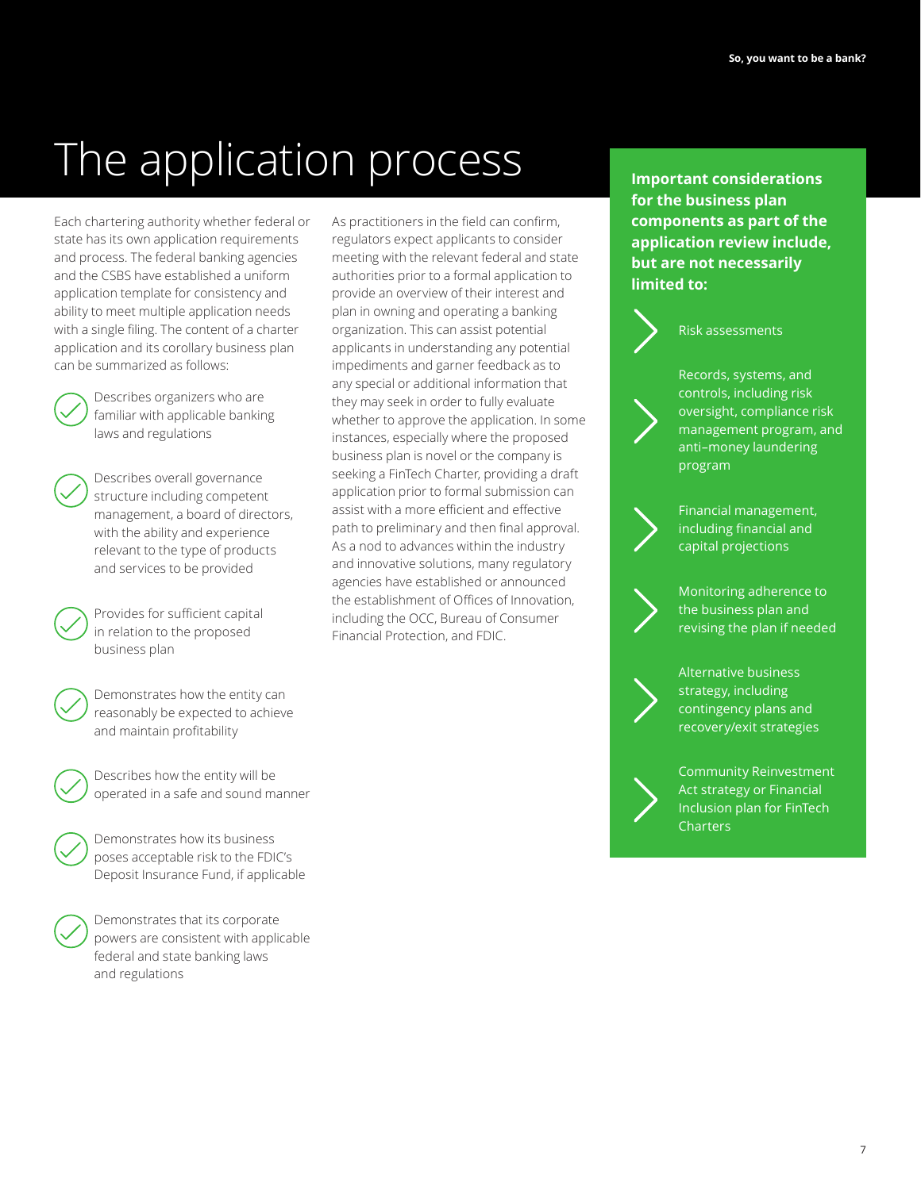# The application process

Each chartering authority whether federal or state has its own application requirements and process. The federal banking agencies and the CSBS have established a uniform application template for consistency and ability to meet multiple application needs with a single filing. The content of a charter application and its corollary business plan can be summarized as follows:

- Describes organizers who are familiar with applicable banking laws and regulations
- Describes overall governance structure including competent management, a board of directors, with the ability and experience relevant to the type of products and services to be provided
- Provides for sufficient capital in relation to the proposed business plan
- Demonstrates how the entity can reasonably be expected to achieve and maintain profitability
- Describes how the entity will be operated in a safe and sound manner
- Demonstrates how its business poses acceptable risk to the FDIC's Deposit Insurance Fund, if applicable
- Demonstrates that its corporate powers are consistent with applicable federal and state banking laws and regulations

As practitioners in the field can confirm, regulators expect applicants to consider meeting with the relevant federal and state authorities prior to a formal application to provide an overview of their interest and plan in owning and operating a banking organization. This can assist potential applicants in understanding any potential impediments and garner feedback as to any special or additional information that they may seek in order to fully evaluate whether to approve the application. In some instances, especially where the proposed business plan is novel or the company is seeking a FinTech Charter, providing a draft application prior to formal submission can assist with a more efficient and effective path to preliminary and then final approval. As a nod to advances within the industry and innovative solutions, many regulatory agencies have established or announced the establishment of Offices of Innovation, including the OCC, Bureau of Consumer Financial Protection, and FDIC.

**Important considerations for the business plan components as part of the application review include, but are not necessarily limited to:**

- Risk assessments
- Records, systems, and controls, including risk oversight, compliance risk management program, and anti–money laundering program
- Financial management, including financial and capital projections
- Monitoring adherence to the business plan and revising the plan if needed
- Alternative business strategy, including contingency plans and recovery/exit strategies
- Community Reinvestment Act strategy or Financial Inclusion plan for FinTech Charters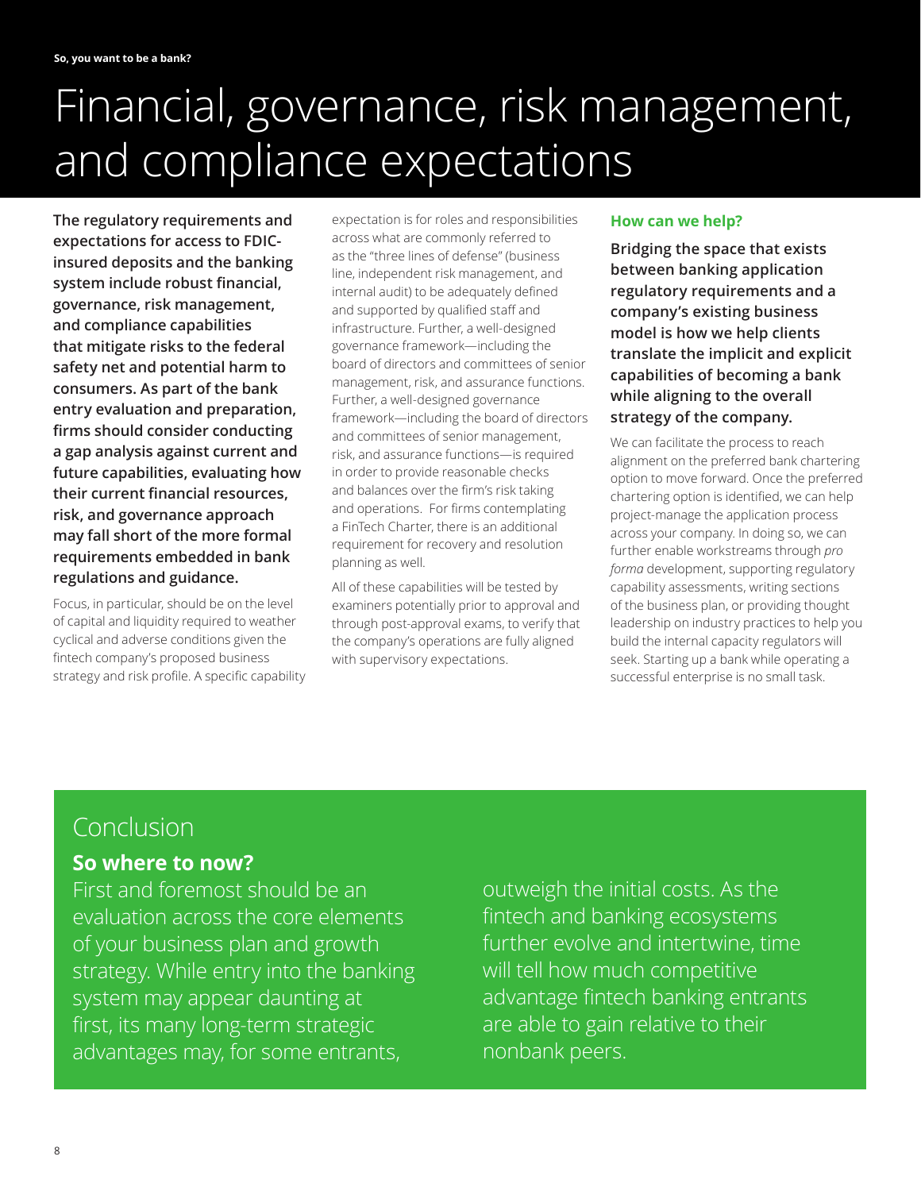# Financial, governance, risk management, and compliance expectations

**The regulatory requirements and expectations for access to FDIC-insured deposits and the banking system include robust financial, governance, risk management, and compliance capabilities that mitigate risks to the federal safety net and potential harm to consumers. As part of the bank entry evaluation and preparation, firms should consider conducting a gap analysis against current and future capabilities, evaluating how their current financial resources, risk, and governance approach may fall short of the more formal requirements embedded in bank regulations and guidance.**

Focus, in particular, should be on the level of capital and liquidity required to weather cyclical and adverse conditions given the fintech company's proposed business strategy and risk profile. A specific capability expectation is for roles and responsibilities across what are commonly referred to as the "three lines of defense" (business line, independent risk management, and internal audit) to be adequately defined and supported by qualified staff and infrastructure. Further, a well-designed governance framework—including the board of directors and committees of senior management, risk, and assurance functions. Further, a well-designed governance framework—including the board of directors and committees of senior management, risk, and assurance functions—is required in order to provide reasonable checks and balances over the firm's risk taking and operations. For firms contemplating a FinTech Charter, there is an additional requirement for recovery and resolution planning as well.

All of these capabilities will be tested by examiners potentially prior to approval and through post-approval exams, to verify that the company's operations are fully aligned with supervisory expectations.

### How can we help?

**Bridging the space that exists between banking application regulatory requirements and a company's existing business model is how we help clients translate the implicit and explicit capabilities of becoming a bank while aligning to the overall strategy of the company.**

We can facilitate the process to reach alignment on the preferred bank chartering option to move forward. Once the preferred chartering option is identified, we can help project-manage the application process across your company. In doing so, we can further enable workstreams through *pro forma* development, supporting regulatory capability assessments, writing sections of the business plan, or providing thought leadership on industry practices to help you build the internal capacity regulators will seek. Starting up a bank while operating a successful enterprise is no small task.

## Conclusion

### So where to now?

First and foremost should be an evaluation across the core elements of your business plan and growth strategy. While entry into the banking system may appear daunting at first, its many long-term strategic advantages may, for some entrants, outweigh the initial costs. As the fintech and banking ecosystems further evolve and intertwine, time will tell how much competitive advantage fintech banking entrants are able to gain relative to their nonbank peers.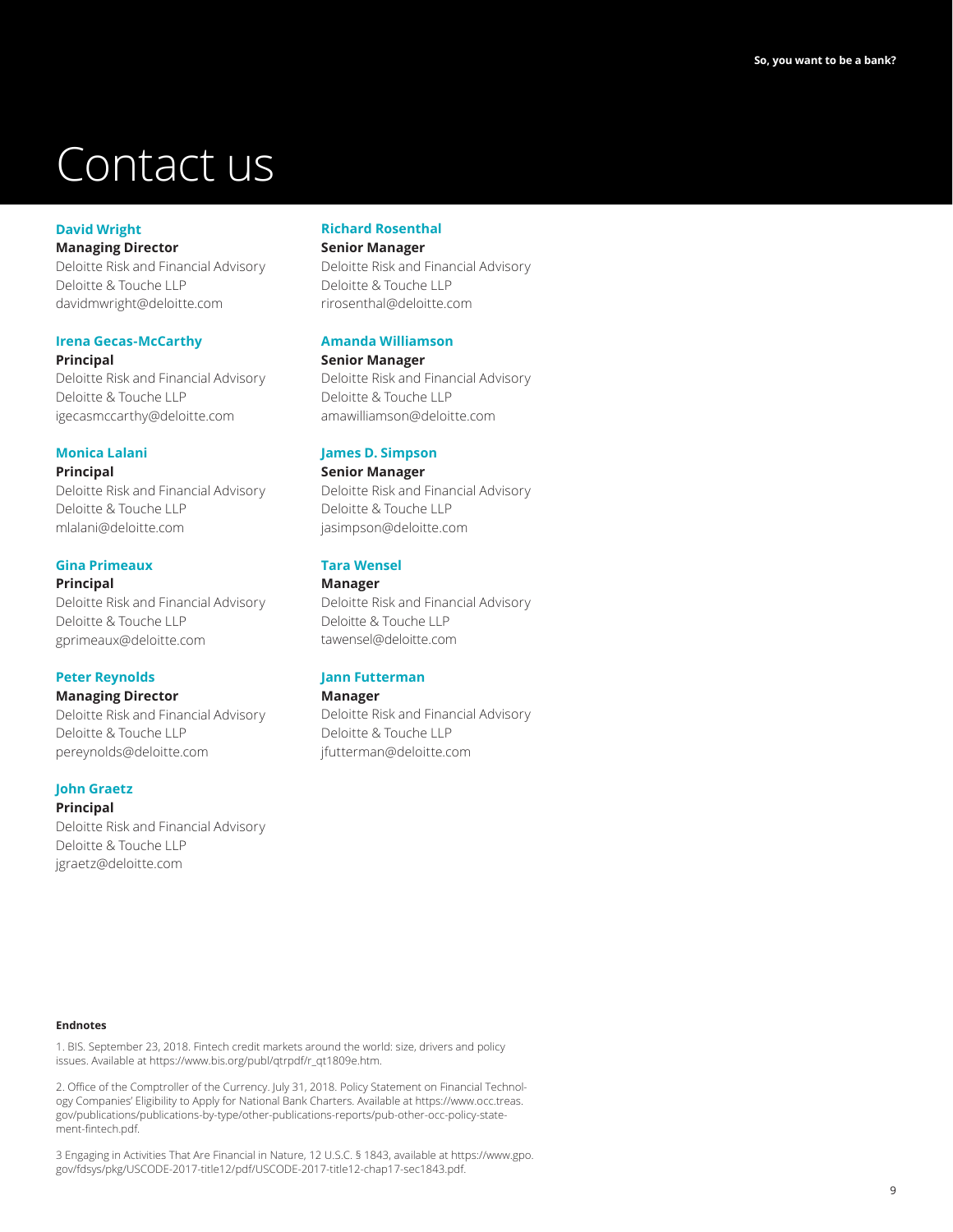# Contact us

**David Wright**
**Managing Director**
Deloitte Risk and Financial Advisory
Deloitte & Touche LLP
davidmwright@deloitte.com

**Irena Gecas-McCarthy**
**Principal**
Deloitte Risk and Financial Advisory
Deloitte & Touche LLP
igecasmccarthy@deloitte.com

**Monica Lalani**
**Principal**
Deloitte Risk and Financial Advisory
Deloitte & Touche LLP
mlalani@deloitte.com

**Gina Primeaux**
**Principal**
Deloitte Risk and Financial Advisory
Deloitte & Touche LLP
gprimeaux@deloitte.com

**Peter Reynolds**
**Managing Director**
Deloitte Risk and Financial Advisory
Deloitte & Touche LLP
pereynolds@deloitte.com

**John Graetz**
**Principal**
Deloitte Risk and Financial Advisory
Deloitte & Touche LLP
jgraetz@deloitte.com

**Richard Rosenthal**
**Senior Manager**
Deloitte Risk and Financial Advisory
Deloitte & Touche LLP
rirosenthal@deloitte.com

**Amanda Williamson**
**Senior Manager**
Deloitte Risk and Financial Advisory
Deloitte & Touche LLP
amawilliamson@deloitte.com

**James D. Simpson**
**Senior Manager**
Deloitte Risk and Financial Advisory
Deloitte & Touche LLP
jasimpson@deloitte.com

**Tara Wensel**
**Manager**
Deloitte Risk and Financial Advisory
Deloitte & Touche LLP
tawensel@deloitte.com

**Jann Futterman**
**Manager**
Deloitte Risk and Financial Advisory
Deloitte & Touche LLP
jfutterman@deloitte.com

**Endnotes**

1. BIS. September 23, 2018. Fintech credit markets around the world: size, drivers and policy issues. Available at https://www.bis.org/publ/qtrpdf/r_qt1809e.htm.

2. Office of the Comptroller of the Currency. July 31, 2018. Policy Statement on Financial Technology Companies' Eligibility to Apply for National Bank Charters. Available at https://www.occ.treas.gov/publications/publications-by-type/other-publications-reports/pub-other-occ-policy-statement-fintech.pdf.

3 Engaging in Activities That Are Financial in Nature, 12 U.S.C. § 1843, available at https://www.gpo.gov/fdsys/pkg/USCODE-2017-title12/pdf/USCODE-2017-title12-chap17-sec1843.pdf.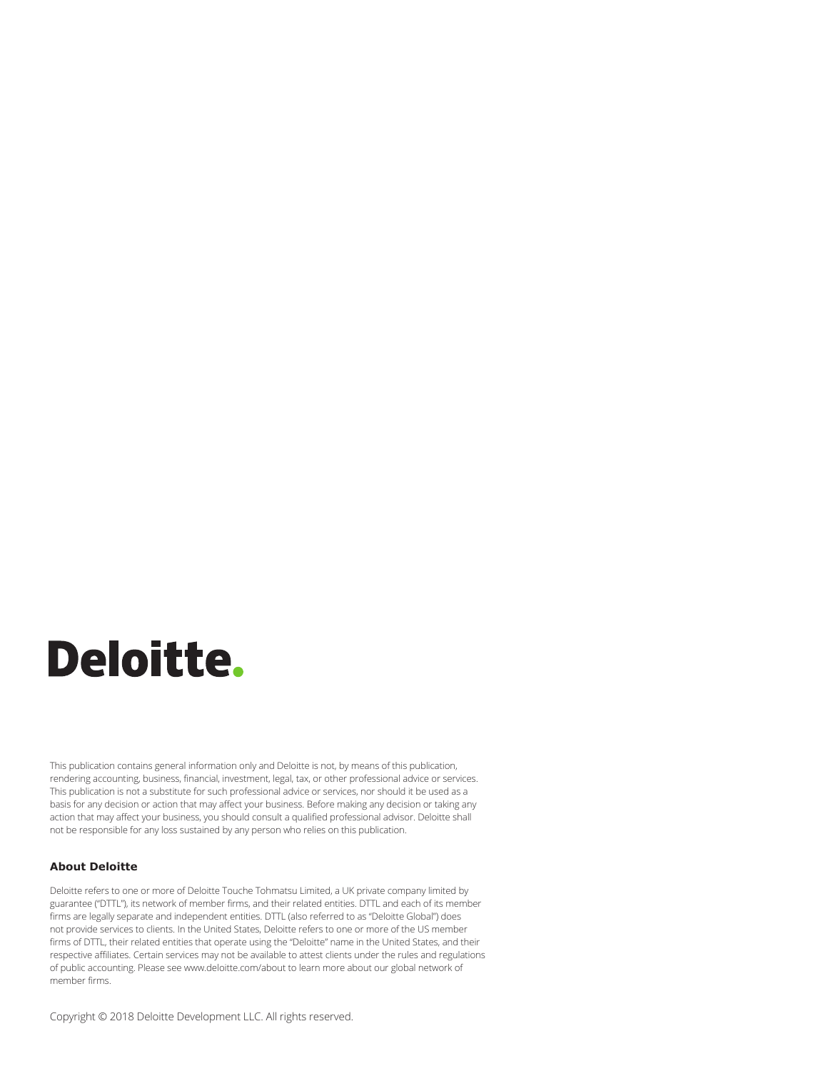Deloitte.

This publication contains general information only and Deloitte is not, by means of this publication, rendering accounting, business, financial, investment, legal, tax, or other professional advice or services. This publication is not a substitute for such professional advice or services, nor should it be used as a basis for any decision or action that may affect your business. Before making any decision or taking any action that may affect your business, you should consult a qualified professional advisor. Deloitte shall not be responsible for any loss sustained by any person who relies on this publication.

**About Deloitte**

Deloitte refers to one or more of Deloitte Touche Tohmatsu Limited, a UK private company limited by guarantee ("DTTL"), its network of member firms, and their related entities. DTTL and each of its member firms are legally separate and independent entities. DTTL (also referred to as "Deloitte Global") does not provide services to clients. In the United States, Deloitte refers to one or more of the US member firms of DTTL, their related entities that operate using the "Deloitte" name in the United States, and their respective affiliates. Certain services may not be available to attest clients under the rules and regulations of public accounting. Please see www.deloitte.com/about to learn more about our global network of member firms.

Copyright © 2018 Deloitte Development LLC. All rights reserved.